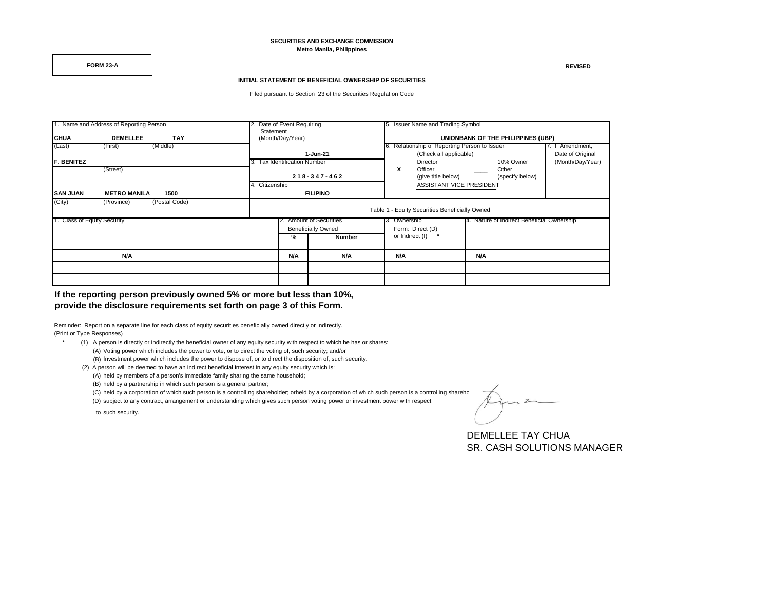**SECURITIES AND EXCHANGE COMMISSION**
**Metro Manila, Philippines**

**FORM 23-A**

**REVISED**

**INITIAL STATEMENT OF BENEFICIAL OWNERSHIP OF SECURITIES**

Filed pursuant to Section 23 of the Securities Regulation Code

| 1. Name and Address of Reporting Person | 2. Date of Event Requiring Statement (Month/Day/Year) | 5. Issuer Name and Trading Symbol | |
|---|---|---|---|
| **CHUA** (Last) **DEMELLEE** (First) **TAY** (Middle) | **1-Jun-21** | **UNIONBANK OF THE PHILIPPINES (UBP)** | |
| **F. BENITEZ** (Street) | 3. Tax Identification Number **2 1 8 - 3 4 7 - 4 6 2** | 6. Relationship of Reporting Person to Issuer (Check all applicable) Director ___ 10% Owner; **X** Officer (give title below) ___ Other (specify below) ASSISTANT VICE PRESIDENT | 7. If Amendment, Date of Original (Month/Day/Year) |
| **SAN JUAN** (City) **METRO MANILA** (Province) **1500** (Postal Code) | 4. Citizenship **FILIPINO** | | |

Table 1 - Equity Securities Beneficially Owned

| 1. Class of Equity Security | 2. Amount of Securities Beneficially Owned % | Number | 3. Ownership Form: Direct (D) or Indirect (I) * | 4. Nature of Indirect Beneficial Ownership |
|---|---|---|---|---|
| **N/A** | **N/A** | **N/A** | **N/A** | **N/A** |
| | | | | |
| | | | | |

**If the reporting person previously owned 5% or more but less than 10%, provide the disclosure requirements set forth on page 3 of this Form.**

Reminder: Report on a separate line for each class of equity securities beneficially owned directly or indirectly.
(Print or Type Responses)

\* (1) A person is directly or indirectly the beneficial owner of any equity security with respect to which he has or shares:
  (A) Voting power which includes the power to vote, or to direct the voting of, such security; and/or
  (B) Investment power which includes the power to dispose of, or to direct the disposition of, such security.
(2) A person will be deemed to have an indirect beneficial interest in any equity security which is:
  (A) held by members of a person's immediate family sharing the same household;
  (B) held by a partnership in which such person is a general partner;
  (C) held by a corporation of which such person is a controlling shareholder; orheld by a corporation of which such person is a controlling shareho
  (D) subject to any contract, arrangement or understanding which gives such person voting power or investment power with respect to such security.

DEMELLEE TAY CHUA
SR. CASH SOLUTIONS MANAGER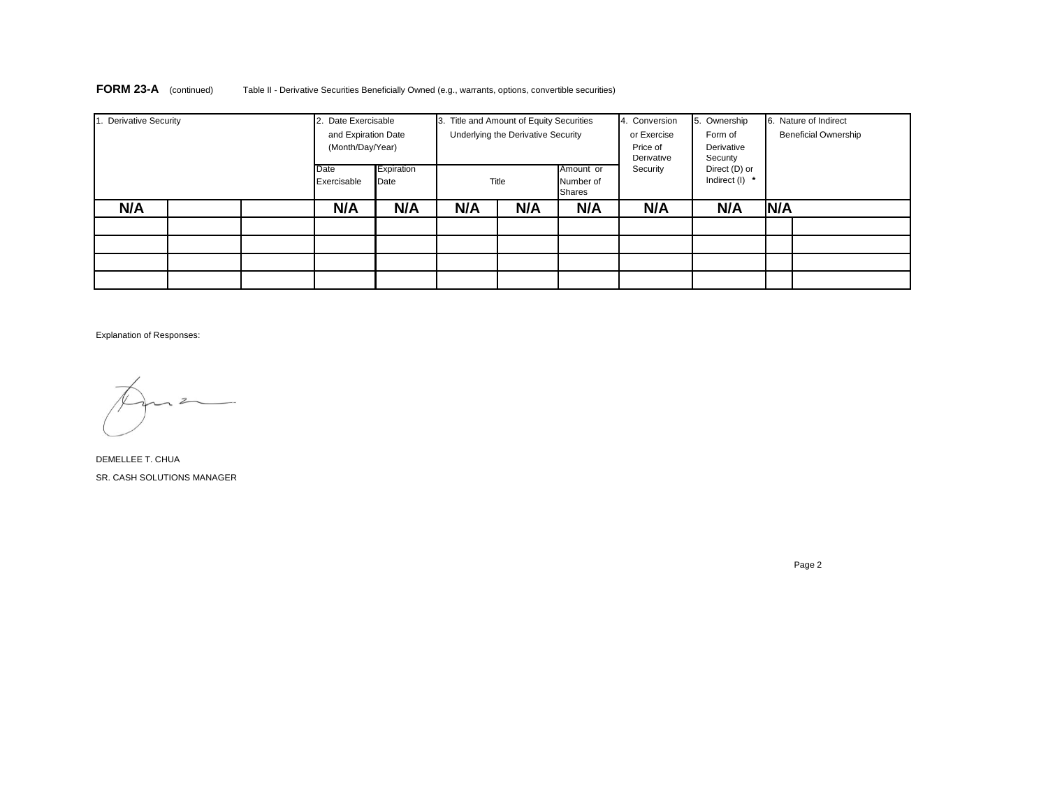**FORM 23-A** (continued) Table II - Derivative Securities Beneficially Owned (e.g., warrants, options, convertible securities)

| 1. Derivative Security | | | 2. Date Exercisable and Expiration Date (Month/Day/Year) | | 3. Title and Amount of Equity Securities Underlying the Derivative Security | | | 4. Conversion or Exercise Price of Derivative Security | 5. Ownership Form of Derivative Security Direct (D) or Indirect (I) * | 6. Nature of Indirect Beneficial Ownership | |
|---|---|---|---|---|---|---|---|---|---|---|---|
| | | | Date Exercisable | Expiration Date | Title | | Amount or Number of Shares | | | | |
| **N/A** | | | **N/A** | **N/A** | **N/A** | **N/A** | **N/A** | **N/A** | **N/A** | **N/A** | |
| | | | | | | | | | | | |
| | | | | | | | | | | | |
| | | | | | | | | | | | |
| | | | | | | | | | | | |

Explanation of Responses:

DEMELLEE T. CHUA

SR. CASH SOLUTIONS MANAGER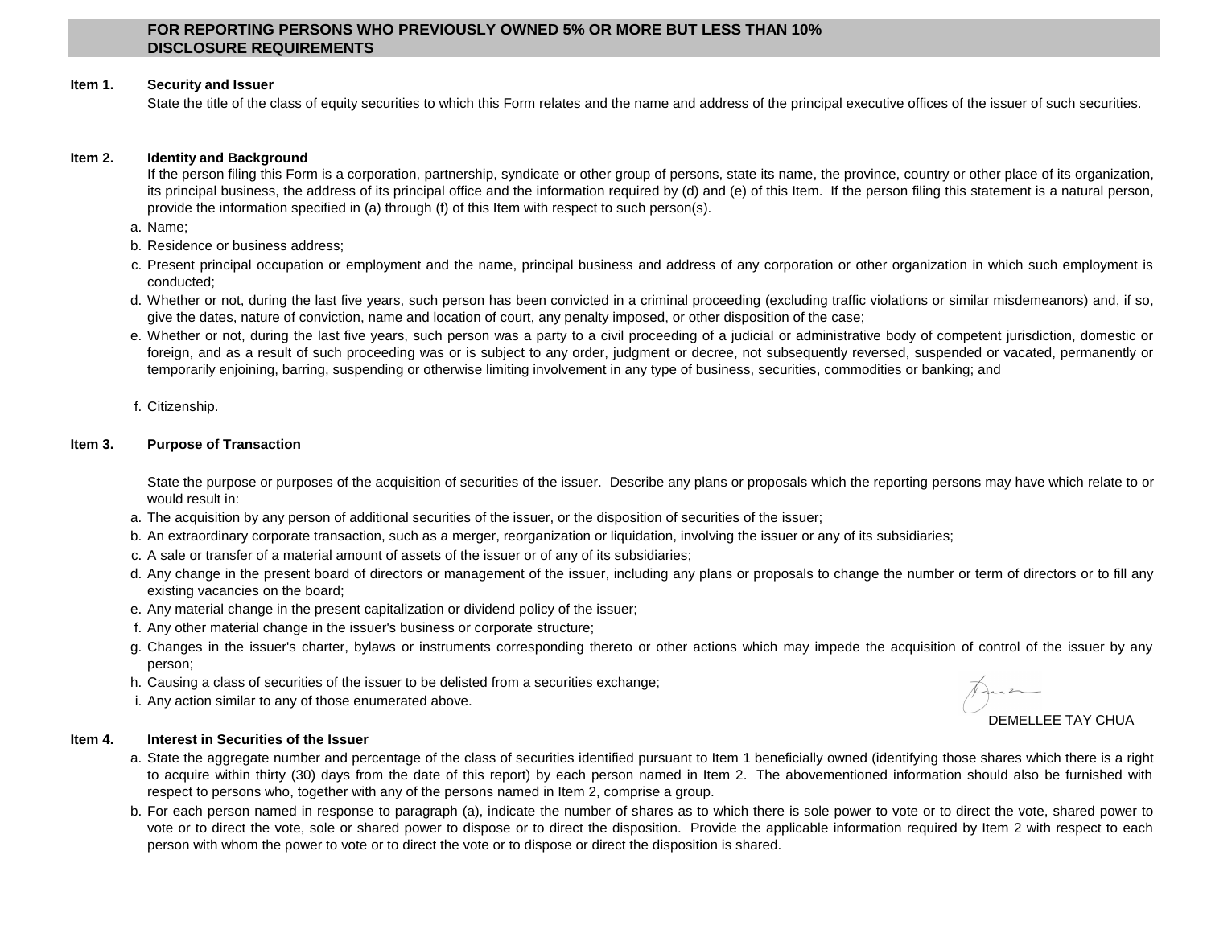## FOR REPORTING PERSONS WHO PREVIOUSLY OWNED 5% OR MORE BUT LESS THAN 10%
## DISCLOSURE REQUIREMENTS

**Item 1. Security and Issuer**

State the title of the class of equity securities to which this Form relates and the name and address of the principal executive offices of the issuer of such securities.

**Item 2. Identity and Background**

If the person filing this Form is a corporation, partnership, syndicate or other group of persons, state its name, the province, country or other place of its organization, its principal business, the address of its principal office and the information required by (d) and (e) of this Item. If the person filing this statement is a natural person, provide the information specified in (a) through (f) of this Item with respect to such person(s).

a. Name;

b. Residence or business address;

c. Present principal occupation or employment and the name, principal business and address of any corporation or other organization in which such employment is conducted;

d. Whether or not, during the last five years, such person has been convicted in a criminal proceeding (excluding traffic violations or similar misdemeanors) and, if so, give the dates, nature of conviction, name and location of court, any penalty imposed, or other disposition of the case;

e. Whether or not, during the last five years, such person was a party to a civil proceeding of a judicial or administrative body of competent jurisdiction, domestic or foreign, and as a result of such proceeding was or is subject to any order, judgment or decree, not subsequently reversed, suspended or vacated, permanently or temporarily enjoining, barring, suspending or otherwise limiting involvement in any type of business, securities, commodities or banking; and

f. Citizenship.

**Item 3. Purpose of Transaction**

State the purpose or purposes of the acquisition of securities of the issuer. Describe any plans or proposals which the reporting persons may have which relate to or would result in:

a. The acquisition by any person of additional securities of the issuer, or the disposition of securities of the issuer;

b. An extraordinary corporate transaction, such as a merger, reorganization or liquidation, involving the issuer or any of its subsidiaries;

c. A sale or transfer of a material amount of assets of the issuer or of any of its subsidiaries;

d. Any change in the present board of directors or management of the issuer, including any plans or proposals to change the number or term of directors or to fill any existing vacancies on the board;

e. Any material change in the present capitalization or dividend policy of the issuer;

f. Any other material change in the issuer's business or corporate structure;

g. Changes in the issuer's charter, bylaws or instruments corresponding thereto or other actions which may impede the acquisition of control of the issuer by any person;

h. Causing a class of securities of the issuer to be delisted from a securities exchange;

i. Any action similar to any of those enumerated above.

DEMELLEE TAY CHUA

**Item 4. Interest in Securities of the Issuer**

a. State the aggregate number and percentage of the class of securities identified pursuant to Item 1 beneficially owned (identifying those shares which there is a right to acquire within thirty (30) days from the date of this report) by each person named in Item 2. The abovementioned information should also be furnished with respect to persons who, together with any of the persons named in Item 2, comprise a group.

b. For each person named in response to paragraph (a), indicate the number of shares as to which there is sole power to vote or to direct the vote, shared power to vote or to direct the vote, sole or shared power to dispose or to direct the disposition. Provide the applicable information required by Item 2 with respect to each person with whom the power to vote or to direct the vote or to dispose or direct the disposition is shared.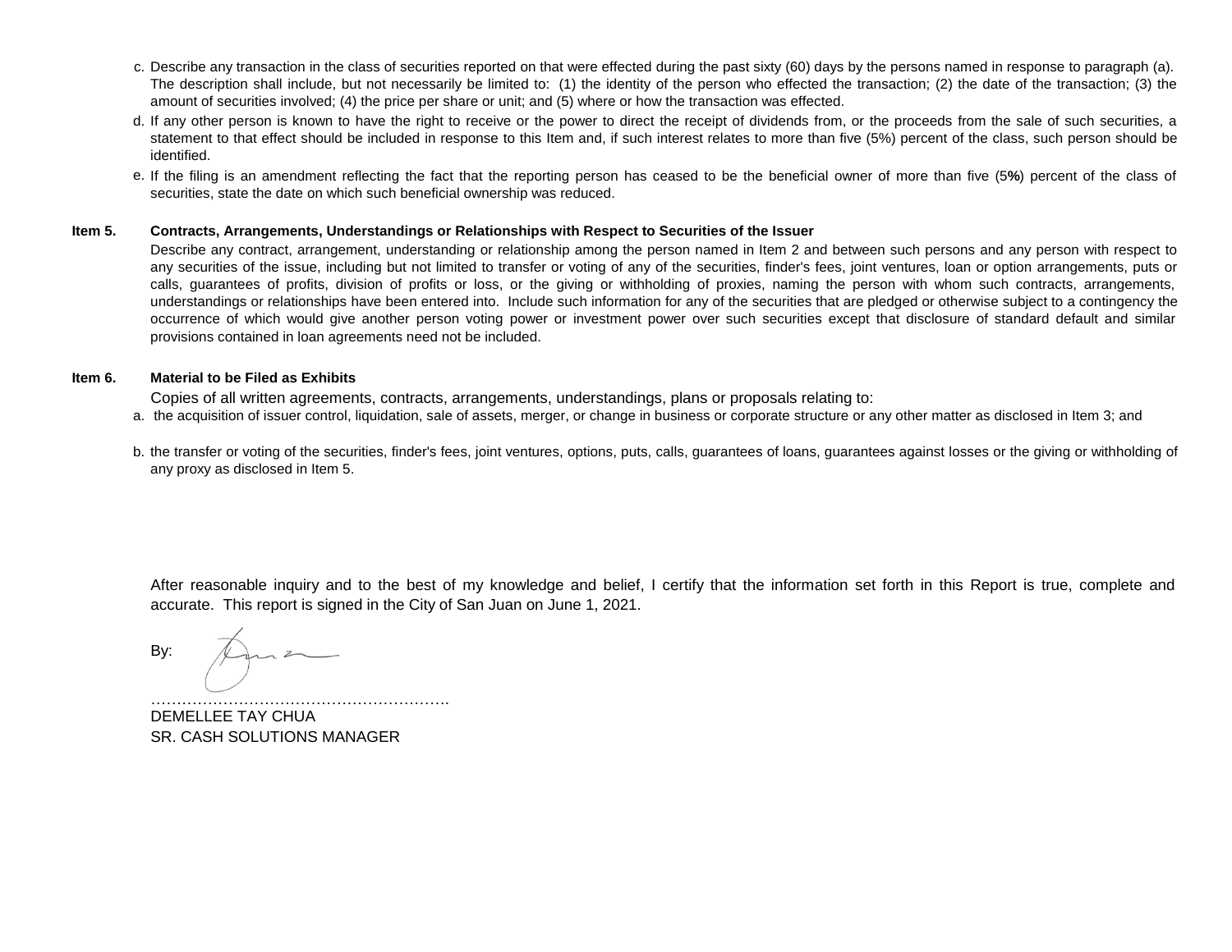c. Describe any transaction in the class of securities reported on that were effected during the past sixty (60) days by the persons named in response to paragraph (a). The description shall include, but not necessarily be limited to: (1) the identity of the person who effected the transaction; (2) the date of the transaction; (3) the amount of securities involved; (4) the price per share or unit; and (5) where or how the transaction was effected.

d. If any other person is known to have the right to receive or the power to direct the receipt of dividends from, or the proceeds from the sale of such securities, a statement to that effect should be included in response to this Item and, if such interest relates to more than five (5%) percent of the class, such person should be identified.

e. If the filing is an amendment reflecting the fact that the reporting person has ceased to be the beneficial owner of more than five (5%) percent of the class of securities, state the date on which such beneficial ownership was reduced.

**Item 5. Contracts, Arrangements, Understandings or Relationships with Respect to Securities of the Issuer**

Describe any contract, arrangement, understanding or relationship among the person named in Item 2 and between such persons and any person with respect to any securities of the issue, including but not limited to transfer or voting of any of the securities, finder's fees, joint ventures, loan or option arrangements, puts or calls, guarantees of profits, division of profits or loss, or the giving or withholding of proxies, naming the person with whom such contracts, arrangements, understandings or relationships have been entered into. Include such information for any of the securities that are pledged or otherwise subject to a contingency the occurrence of which would give another person voting power or investment power over such securities except that disclosure of standard default and similar provisions contained in loan agreements need not be included.

**Item 6. Material to be Filed as Exhibits**

Copies of all written agreements, contracts, arrangements, understandings, plans or proposals relating to:

a. the acquisition of issuer control, liquidation, sale of assets, merger, or change in business or corporate structure or any other matter as disclosed in Item 3; and

b. the transfer or voting of the securities, finder's fees, joint ventures, options, puts, calls, guarantees of loans, guarantees against losses or the giving or withholding of any proxy as disclosed in Item 5.

After reasonable inquiry and to the best of my knowledge and belief, I certify that the information set forth in this Report is true, complete and accurate. This report is signed in the City of San Juan on June 1, 2021.

By:

…………………………………………………

DEMELLEE TAY CHUA
SR. CASH SOLUTIONS MANAGER